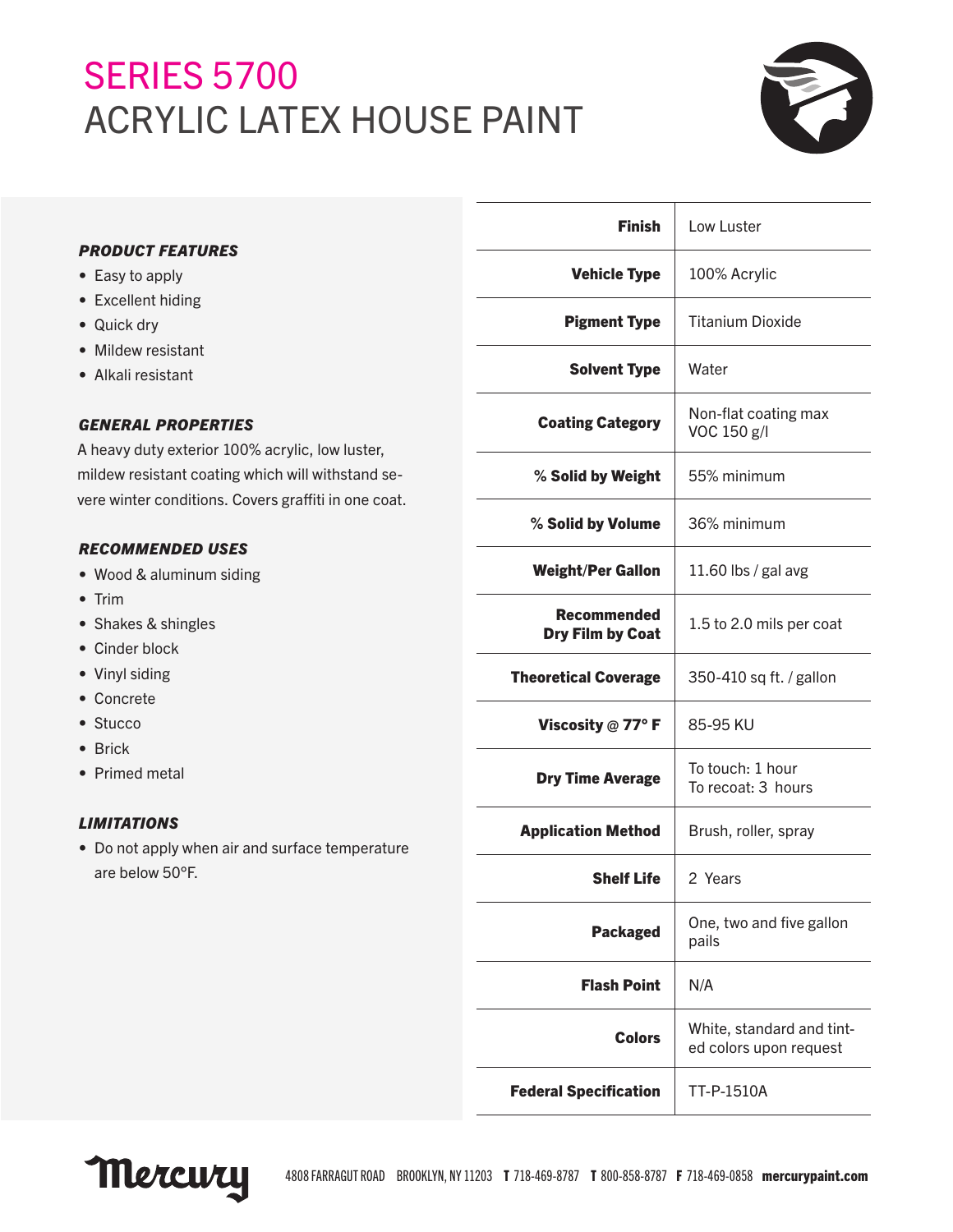# SERIES 5700
# ACRYLIC LATEX HOUSE PAINT

***PRODUCT FEATURES***

- Easy to apply
- Excellent hiding
- Quick dry
- Mildew resistant
- Alkali resistant

***GENERAL PROPERTIES***

A heavy duty exterior 100% acrylic, low luster, mildew resistant coating which will withstand severe winter conditions. Covers graffiti in one coat.

***RECOMMENDED USES***

- Wood & aluminum siding
- Trim
- Shakes & shingles
- Cinder block
- Vinyl siding
- Concrete
- Stucco
- Brick
- Primed metal

***LIMITATIONS***

- Do not apply when air and surface temperature are below 50°F.

| | |
|---|---|
| **Finish** | Low Luster |
| **Vehicle Type** | 100% Acrylic |
| **Pigment Type** | Titanium Dioxide |
| **Solvent Type** | Water |
| **Coating Category** | Non-flat coating max VOC 150 g/l |
| **% Solid by Weight** | 55% minimum |
| **% Solid by Volume** | 36% minimum |
| **Weight/Per Gallon** | 11.60 lbs / gal avg |
| **Recommended Dry Film by Coat** | 1.5 to 2.0 mils per coat |
| **Theoretical Coverage** | 350-410 sq ft. / gallon |
| **Viscosity @ 77° F** | 85-95 KU |
| **Dry Time Average** | To touch: 1 hour<br>To recoat: 3 hours |
| **Application Method** | Brush, roller, spray |
| **Shelf Life** | 2 Years |
| **Packaged** | One, two and five gallon pails |
| **Flash Point** | N/A |
| **Colors** | White, standard and tinted colors upon request |
| **Federal Specification** | TT-P-1510A |

Mercury 4808 FARRAGUT ROAD BROOKLYN, NY 11203 **T** 718-469-8787 **T** 800-858-8787 **F** 718-469-0858 **mercurypaint.com**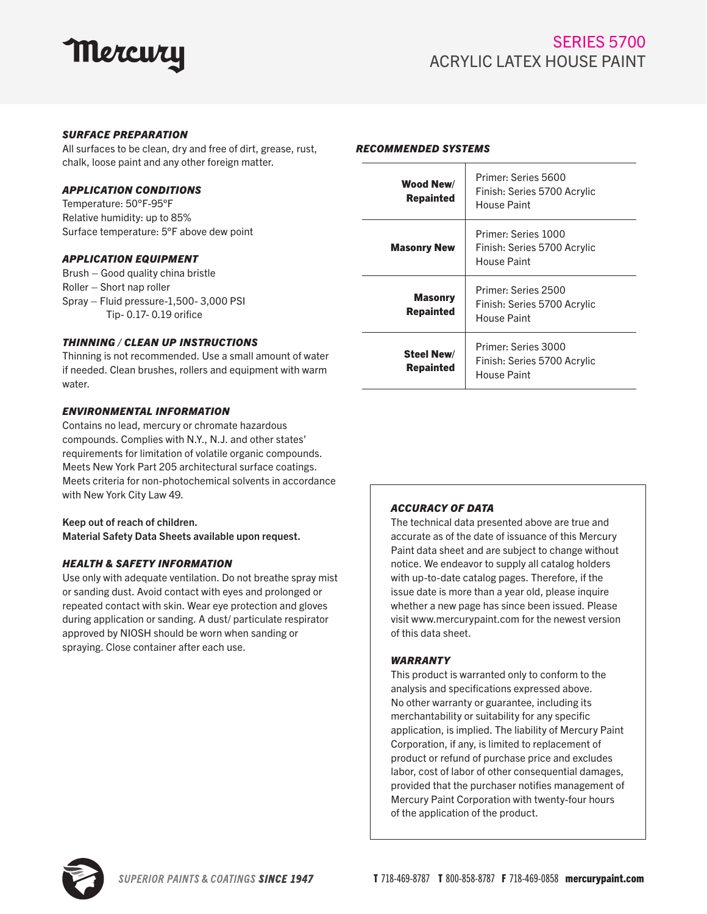# SERIES 5700
## ACRYLIC LATEX HOUSE PAINT

### *SURFACE PREPARATION*

All surfaces to be clean, dry and free of dirt, grease, rust, chalk, loose paint and any other foreign matter.

### *APPLICATION CONDITIONS*

Temperature: 50°F-95°F
Relative humidity: up to 85%
Surface temperature: 5°F above dew point

### *APPLICATION EQUIPMENT*

Brush – Good quality china bristle
Roller – Short nap roller
Spray – Fluid pressure-1,500- 3,000 PSI
Tip- 0.17- 0.19 orifice

### *THINNING / CLEAN UP INSTRUCTIONS*

Thinning is not recommended. Use a small amount of water if needed. Clean brushes, rollers and equipment with warm water.

### *ENVIRONMENTAL INFORMATION*

Contains no lead, mercury or chromate hazardous compounds. Complies with N.Y., N.J. and other states' requirements for limitation of volatile organic compounds. Meets New York Part 205 architectural surface coatings. Meets criteria for non-photochemical solvents in accordance with New York City Law 49.

**Keep out of reach of children.**
**Material Safety Data Sheets available upon request.**

### *HEALTH & SAFETY INFORMATION*

Use only with adequate ventilation. Do not breathe spray mist or sanding dust. Avoid contact with eyes and prolonged or repeated contact with skin. Wear eye protection and gloves during application or sanding. A dust/ particulate respirator approved by NIOSH should be worn when sanding or spraying. Close container after each use.

### *RECOMMENDED SYSTEMS*

| | |
|---|---|
| **Wood New/ Repainted** | Primer: Series 5600<br>Finish: Series 5700 Acrylic House Paint |
| **Masonry New** | Primer: Series 1000<br>Finish: Series 5700 Acrylic House Paint |
| **Masonry Repainted** | Primer: Series 2500<br>Finish: Series 5700 Acrylic House Paint |
| **Steel New/ Repainted** | Primer: Series 3000<br>Finish: Series 5700 Acrylic House Paint |

### *ACCURACY OF DATA*

The technical data presented above are true and accurate as of the date of issuance of this Mercury Paint data sheet and are subject to change without notice. We endeavor to supply all catalog holders with up-to-date catalog pages. Therefore, if the issue date is more than a year old, please inquire whether a new page has since been issued. Please visit www.mercurypaint.com for the newest version of this data sheet.

### *WARRANTY*

This product is warranted only to conform to the analysis and specifications expressed above. No other warranty or guarantee, including its merchantability or suitability for any specific application, is implied. The liability of Mercury Paint Corporation, if any, is limited to replacement of product or refund of purchase price and excludes labor, cost of labor of other consequential damages, provided that the purchaser notifies management of Mercury Paint Corporation with twenty-four hours of the application of the product.

*SUPERIOR PAINTS & COATINGS* ***SINCE 1947***

**T** 718-469-8787 **T** 800-858-8787 **F** 718-469-0858 **mercurypaint.com**